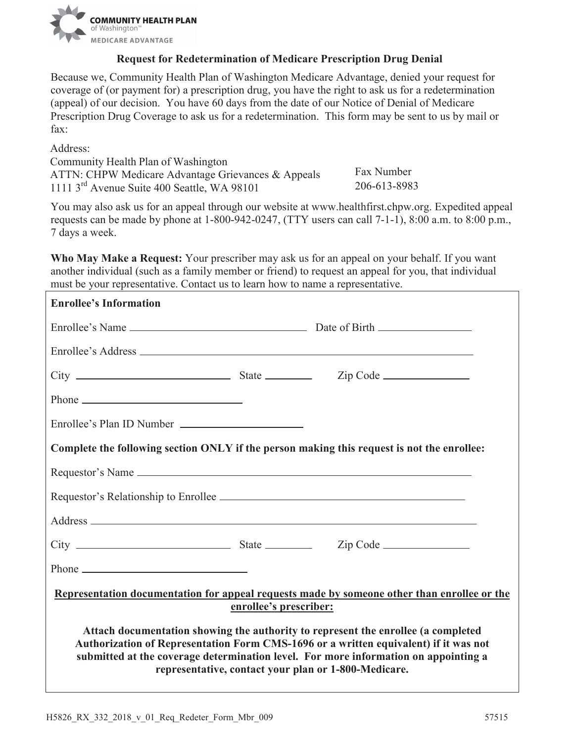COMMUNITY HEALTH PLAN of Washington™ MEDICARE ADVANTAGE

## Request for Redetermination of Medicare Prescription Drug Denial

Because we, Community Health Plan of Washington Medicare Advantage, denied your request for coverage of (or payment for) a prescription drug, you have the right to ask us for a redetermination (appeal) of our decision. You have 60 days from the date of our Notice of Denial of Medicare Prescription Drug Coverage to ask us for a redetermination. This form may be sent to us by mail or fax:

Address:
Community Health Plan of Washington
ATTN: CHPW Medicare Advantage Grievances & Appeals
1111 3rd Avenue Suite 400 Seattle, WA 98101

Fax Number
206-613-8983

You may also ask us for an appeal through our website at www.healthfirst.chpw.org. Expedited appeal requests can be made by phone at 1-800-942-0247, (TTY users can call 7-1-1), 8:00 a.m. to 8:00 p.m., 7 days a week.

**Who May Make a Request:** Your prescriber may ask us for an appeal on your behalf. If you want another individual (such as a family member or friend) to request an appeal for you, that individual must be your representative. Contact us to learn how to name a representative.

**Enrollee's Information**

Enrollee's Name ______________________ Date of Birth ______________

Enrollee's Address ______________________________________________

City ______________________ State ________ Zip Code ______________

Phone ______________________

Enrollee's Plan ID Number ______________________

**Complete the following section ONLY if the person making this request is not the enrollee:**

Requestor's Name ______________________________________________

Requestor's Relationship to Enrollee ______________________________

Address ______________________________________________________

City ______________________ State ________ Zip Code ______________

Phone ______________________

**Representation documentation for appeal requests made by someone other than enrollee or the enrollee's prescriber:**

**Attach documentation showing the authority to represent the enrollee (a completed Authorization of Representation Form CMS-1696 or a written equivalent) if it was not submitted at the coverage determination level. For more information on appointing a representative, contact your plan or 1-800-Medicare.**

H5826_RX_332_2018_v_01_Req_Redeter_Form_Mbr_009 57515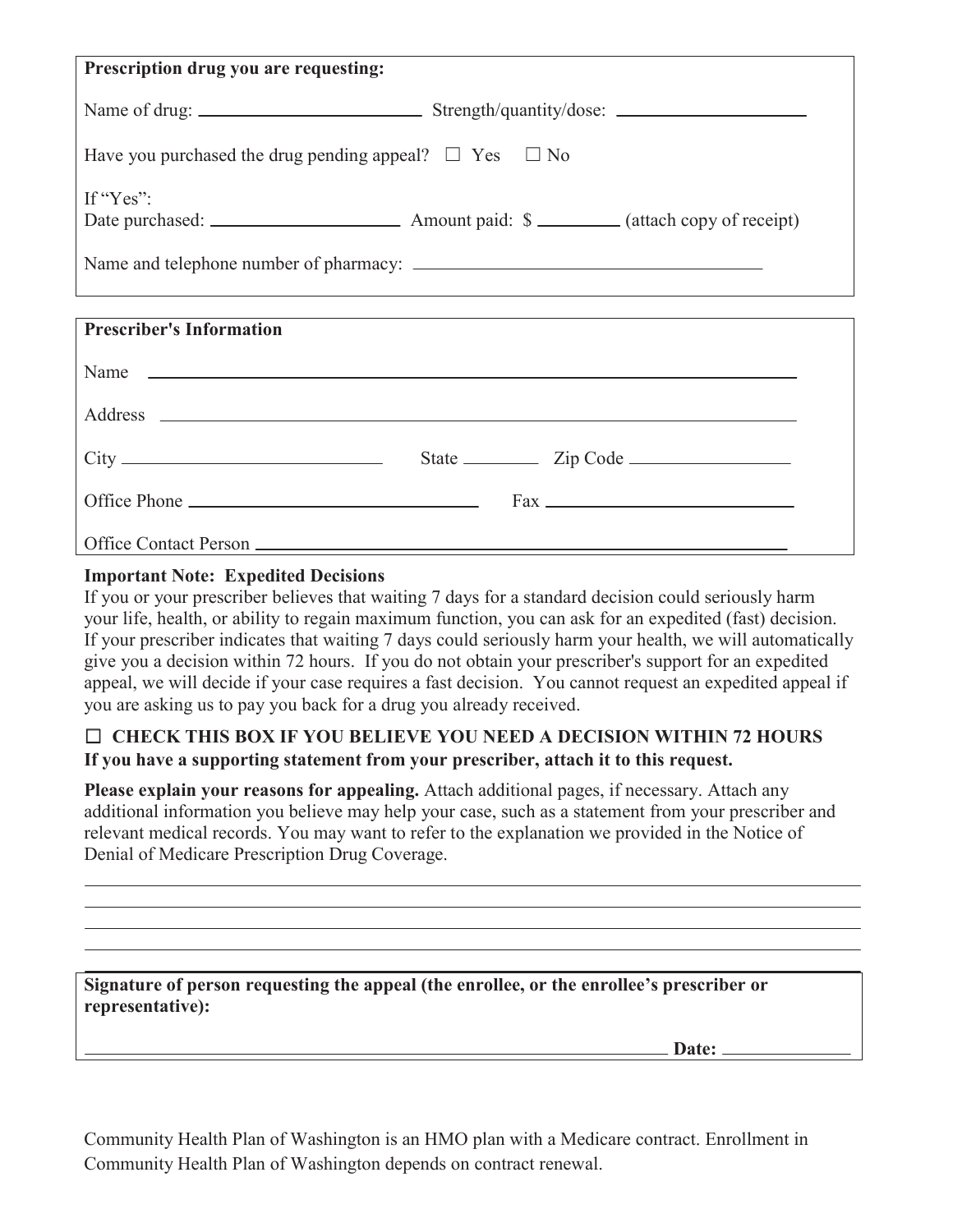**Prescription drug you are requesting:**

Name of drug: ______________________ Strength/quantity/dose: ____________________

Have you purchased the drug pending appeal? ☐ Yes ☐ No

If "Yes":
Date purchased: ____________________ Amount paid: $ _________ (attach copy of receipt)

Name and telephone number of pharmacy: ____________________________________

**Prescriber's Information**

Name ______________________________________________________________

Address ____________________________________________________________

City ___________________________ State ________ Zip Code _________________

Office Phone ______________________________ Fax ___________________________

Office Contact Person _________________________________________________

**Important Note: Expedited Decisions**

If you or your prescriber believes that waiting 7 days for a standard decision could seriously harm your life, health, or ability to regain maximum function, you can ask for an expedited (fast) decision. If your prescriber indicates that waiting 7 days could seriously harm your health, we will automatically give you a decision within 72 hours. If you do not obtain your prescriber's support for an expedited appeal, we will decide if your case requires a fast decision. You cannot request an expedited appeal if you are asking us to pay you back for a drug you already received.

☐ **CHECK THIS BOX IF YOU BELIEVE YOU NEED A DECISION WITHIN 72 HOURS**
**If you have a supporting statement from your prescriber, attach it to this request.**

**Please explain your reasons for appealing.** Attach additional pages, if necessary. Attach any additional information you believe may help your case, such as a statement from your prescriber and relevant medical records. You may want to refer to the explanation we provided in the Notice of Denial of Medicare Prescription Drug Coverage.

______________________________________________________________________________

______________________________________________________________________________

______________________________________________________________________________

______________________________________________________________________________

**Signature of person requesting the appeal (the enrollee, or the enrollee's prescriber or representative):**

______________________________________________________________ **Date:** ______________

Community Health Plan of Washington is an HMO plan with a Medicare contract. Enrollment in Community Health Plan of Washington depends on contract renewal.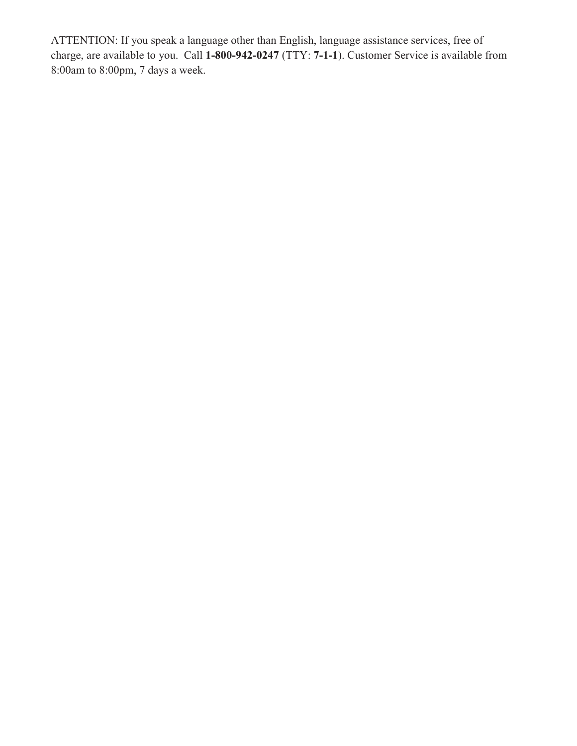ATTENTION: If you speak a language other than English, language assistance services, free of charge, are available to you. Call **1-800-942-0247** (TTY: **7-1-1**). Customer Service is available from 8:00am to 8:00pm, 7 days a week.